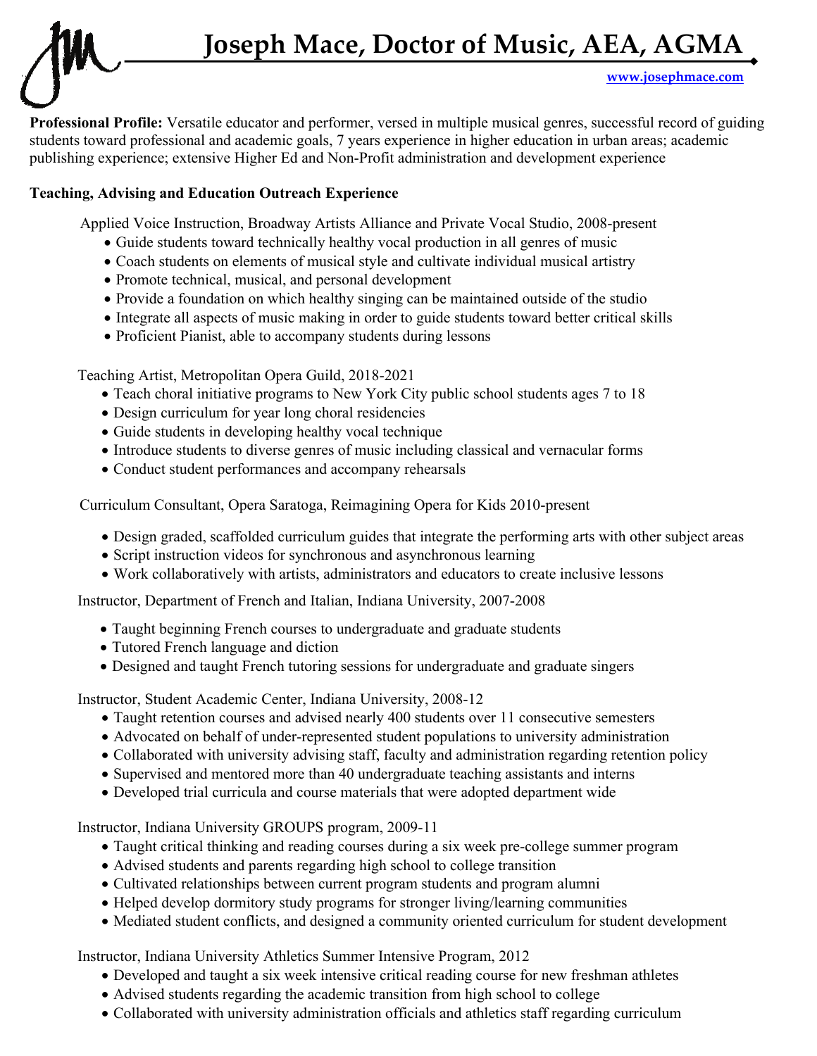# Joseph Mace, Doctor of Music, AEA, AGMA

www.josephmace.com

**Professional Profile:** Versatile educator and performer, versed in multiple musical genres, successful record of guiding students toward professional and academic goals, 7 years experience in higher education in urban areas; academic publishing experience; extensive Higher Ed and Non-Profit administration and development experience

## Teaching, Advising and Education Outreach Experience

Applied Voice Instruction, Broadway Artists Alliance and Private Vocal Studio, 2008-present

- Guide students toward technically healthy vocal production in all genres of music
- Coach students on elements of musical style and cultivate individual musical artistry
- Promote technical, musical, and personal development
- Provide a foundation on which healthy singing can be maintained outside of the studio
- Integrate all aspects of music making in order to guide students toward better critical skills
- Proficient Pianist, able to accompany students during lessons

Teaching Artist, Metropolitan Opera Guild, 2018-2021

- Teach choral initiative programs to New York City public school students ages 7 to 18
- Design curriculum for year long choral residencies
- Guide students in developing healthy vocal technique
- Introduce students to diverse genres of music including classical and vernacular forms
- Conduct student performances and accompany rehearsals

Curriculum Consultant, Opera Saratoga, Reimagining Opera for Kids 2010-present

- Design graded, scaffolded curriculum guides that integrate the performing arts with other subject areas
- Script instruction videos for synchronous and asynchronous learning
- Work collaboratively with artists, administrators and educators to create inclusive lessons

Instructor, Department of French and Italian, Indiana University, 2007-2008

- Taught beginning French courses to undergraduate and graduate students
- Tutored French language and diction
- Designed and taught French tutoring sessions for undergraduate and graduate singers

Instructor, Student Academic Center, Indiana University, 2008-12

- Taught retention courses and advised nearly 400 students over 11 consecutive semesters
- Advocated on behalf of under-represented student populations to university administration
- Collaborated with university advising staff, faculty and administration regarding retention policy
- Supervised and mentored more than 40 undergraduate teaching assistants and interns
- Developed trial curricula and course materials that were adopted department wide

Instructor, Indiana University GROUPS program, 2009-11

- Taught critical thinking and reading courses during a six week pre-college summer program
- Advised students and parents regarding high school to college transition
- Cultivated relationships between current program students and program alumni
- Helped develop dormitory study programs for stronger living/learning communities
- Mediated student conflicts, and designed a community oriented curriculum for student development

Instructor, Indiana University Athletics Summer Intensive Program, 2012

- Developed and taught a six week intensive critical reading course for new freshman athletes
- Advised students regarding the academic transition from high school to college
- Collaborated with university administration officials and athletics staff regarding curriculum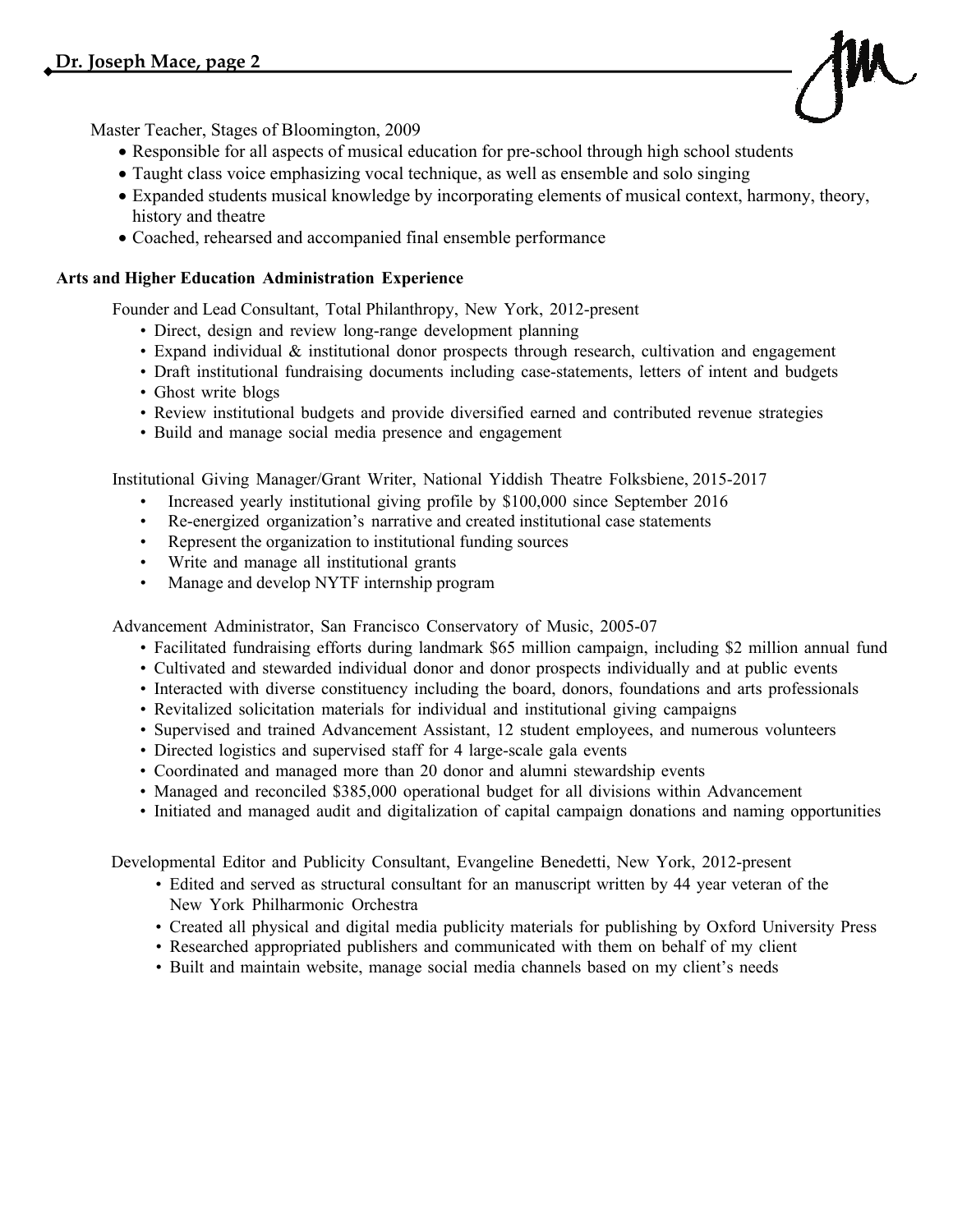Master Teacher, Stages of Bloomington, 2009

- Responsible for all aspects of musical education for pre-school through high school students
- Taught class voice emphasizing vocal technique, as well as ensemble and solo singing
- Expanded students musical knowledge by incorporating elements of musical context, harmony, theory, history and theatre
- Coached, rehearsed and accompanied final ensemble performance

**Arts and Higher Education Administration Experience**

Founder and Lead Consultant, Total Philanthropy, New York, 2012-present

- Direct, design and review long-range development planning
- Expand individual & institutional donor prospects through research, cultivation and engagement
- Draft institutional fundraising documents including case-statements, letters of intent and budgets
- Ghost write blogs
- Review institutional budgets and provide diversified earned and contributed revenue strategies
- Build and manage social media presence and engagement

Institutional Giving Manager/Grant Writer, National Yiddish Theatre Folksbiene, 2015-2017

- Increased yearly institutional giving profile by $100,000 since September 2016
- Re-energized organization's narrative and created institutional case statements
- Represent the organization to institutional funding sources
- Write and manage all institutional grants
- Manage and develop NYTF internship program

Advancement Administrator, San Francisco Conservatory of Music, 2005-07

- Facilitated fundraising efforts during landmark $65 million campaign, including $2 million annual fund
- Cultivated and stewarded individual donor and donor prospects individually and at public events
- Interacted with diverse constituency including the board, donors, foundations and arts professionals
- Revitalized solicitation materials for individual and institutional giving campaigns
- Supervised and trained Advancement Assistant, 12 student employees, and numerous volunteers
- Directed logistics and supervised staff for 4 large-scale gala events
- Coordinated and managed more than 20 donor and alumni stewardship events
- Managed and reconciled $385,000 operational budget for all divisions within Advancement
- Initiated and managed audit and digitalization of capital campaign donations and naming opportunities

Developmental Editor and Publicity Consultant, Evangeline Benedetti, New York, 2012-present

- Edited and served as structural consultant for an manuscript written by 44 year veteran of the New York Philharmonic Orchestra
- Created all physical and digital media publicity materials for publishing by Oxford University Press
- Researched appropriated publishers and communicated with them on behalf of my client
- Built and maintain website, manage social media channels based on my client's needs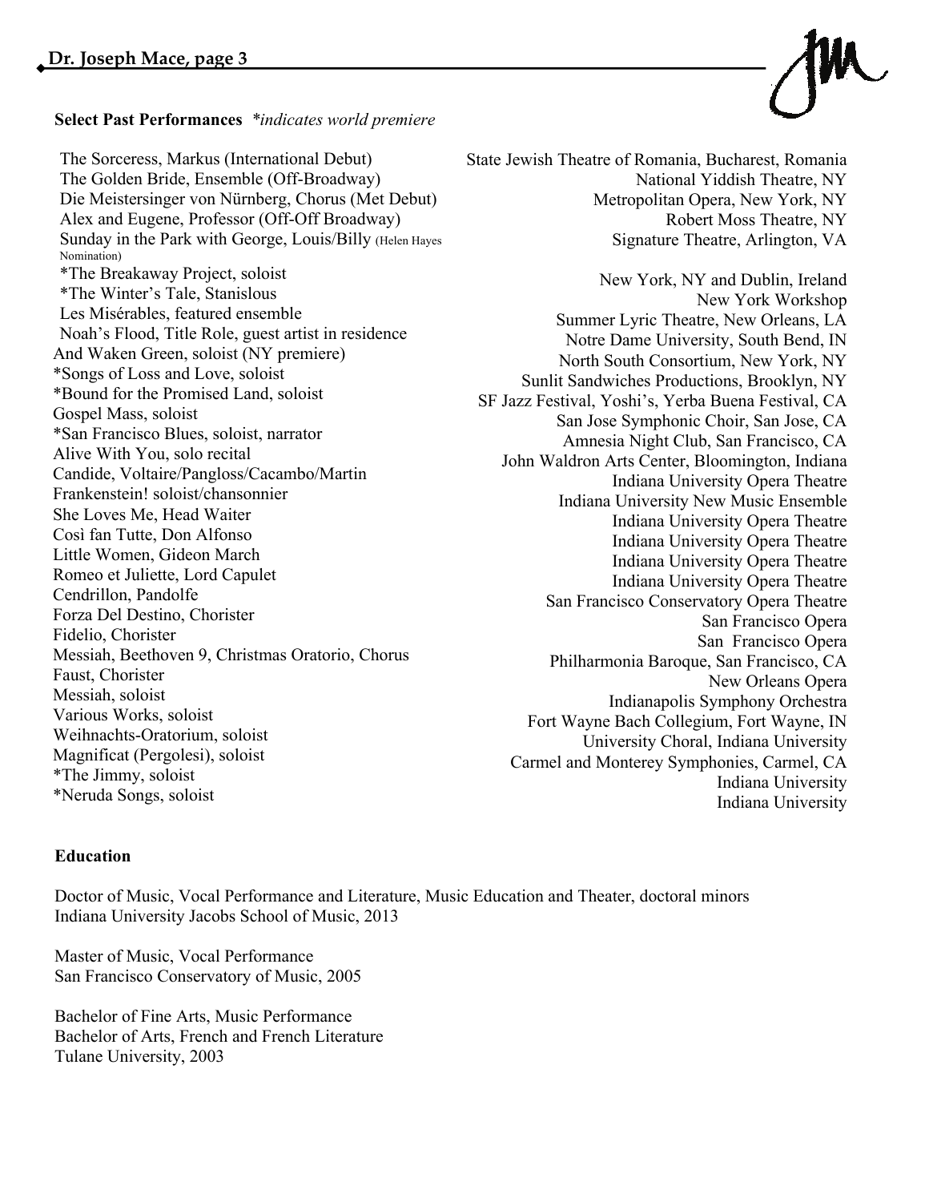**Select Past Performances** *\*indicates world premiere*

| Performance | Venue |
|---|---|
| The Sorceress, Markus (International Debut) | State Jewish Theatre of Romania, Bucharest, Romania |
| The Golden Bride, Ensemble (Off-Broadway) | National Yiddish Theatre, NY |
| Die Meistersinger von Nürnberg, Chorus (Met Debut) | Metropolitan Opera, New York, NY |
| Alex and Eugene, Professor (Off-Off Broadway) | Robert Moss Theatre, NY |
| Sunday in the Park with George, Louis/Billy (Helen Hayes Nomination) | Signature Theatre, Arlington, VA |
| *The Breakaway Project, soloist | New York, NY and Dublin, Ireland |
| *The Winter's Tale, Stanislous | New York Workshop |
| Les Misérables, featured ensemble | Summer Lyric Theatre, New Orleans, LA |
| Noah's Flood, Title Role, guest artist in residence | Notre Dame University, South Bend, IN |
| And Waken Green, soloist (NY premiere) | North South Consortium, New York, NY |
| *Songs of Loss and Love, soloist | Sunlit Sandwiches Productions, Brooklyn, NY |
| *Bound for the Promised Land, soloist | SF Jazz Festival, Yoshi's, Yerba Buena Festival, CA |
| Gospel Mass, soloist | San Jose Symphonic Choir, San Jose, CA |
| *San Francisco Blues, soloist, narrator | Amnesia Night Club, San Francisco, CA |
| Alive With You, solo recital | John Waldron Arts Center, Bloomington, Indiana |
| Candide, Voltaire/Pangloss/Cacambo/Martin | Indiana University Opera Theatre |
| Frankenstein! soloist/chansonnier | Indiana University New Music Ensemble |
| She Loves Me, Head Waiter | Indiana University Opera Theatre |
| Così fan Tutte, Don Alfonso | Indiana University Opera Theatre |
| Little Women, Gideon March | Indiana University Opera Theatre |
| Romeo et Juliette, Lord Capulet | Indiana University Opera Theatre |
| Cendrillon, Pandolfe | San Francisco Conservatory Opera Theatre |
| Forza Del Destino, Chorister | San Francisco Opera |
| Fidelio, Chorister | San Francisco Opera |
| Messiah, Beethoven 9, Christmas Oratorio, Chorus | Philharmonia Baroque, San Francisco, CA |
| Faust, Chorister | New Orleans Opera |
| Messiah, soloist | Indianapolis Symphony Orchestra |
| Various Works, soloist | Fort Wayne Bach Collegium, Fort Wayne, IN |
| Weihnachts-Oratorium, soloist | University Choral, Indiana University |
| Magnificat (Pergolesi), soloist | Carmel and Monterey Symphonies, Carmel, CA |
| *The Jimmy, soloist | Indiana University |
| *Neruda Songs, soloist | Indiana University |

**Education**

Doctor of Music, Vocal Performance and Literature, Music Education and Theater, doctoral minors
Indiana University Jacobs School of Music, 2013

Master of Music, Vocal Performance
San Francisco Conservatory of Music, 2005

Bachelor of Fine Arts, Music Performance
Bachelor of Arts, French and French Literature
Tulane University, 2003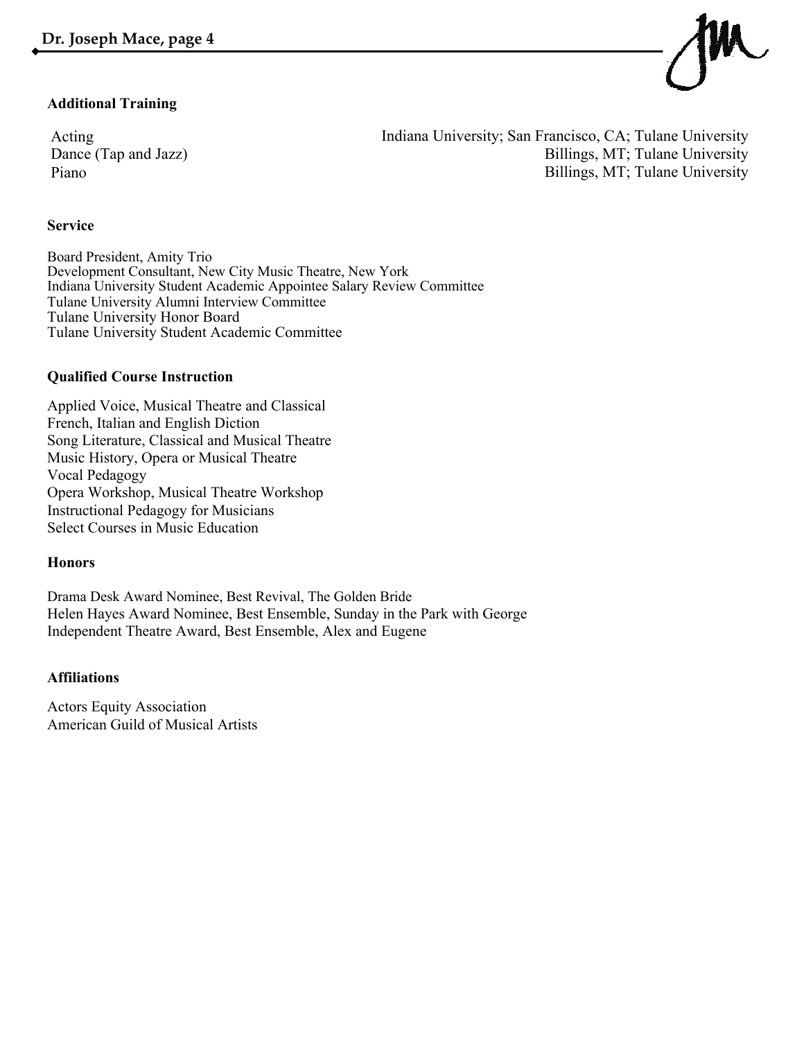## Additional Training

| | |
|---|---|
| Acting | Indiana University; San Francisco, CA; Tulane University |
| Dance (Tap and Jazz) | Billings, MT; Tulane University |
| Piano | Billings, MT; Tulane University |

## Service

Board President, Amity Trio
Development Consultant, New City Music Theatre, New York
Indiana University Student Academic Appointee Salary Review Committee
Tulane University Alumni Interview Committee
Tulane University Honor Board
Tulane University Student Academic Committee

## Qualified Course Instruction

Applied Voice, Musical Theatre and Classical
French, Italian and English Diction
Song Literature, Classical and Musical Theatre
Music History, Opera or Musical Theatre
Vocal Pedagogy
Opera Workshop, Musical Theatre Workshop
Instructional Pedagogy for Musicians
Select Courses in Music Education

## Honors

Drama Desk Award Nominee, Best Revival, The Golden Bride
Helen Hayes Award Nominee, Best Ensemble, Sunday in the Park with George
Independent Theatre Award, Best Ensemble, Alex and Eugene

## Affiliations

Actors Equity Association
American Guild of Musical Artists